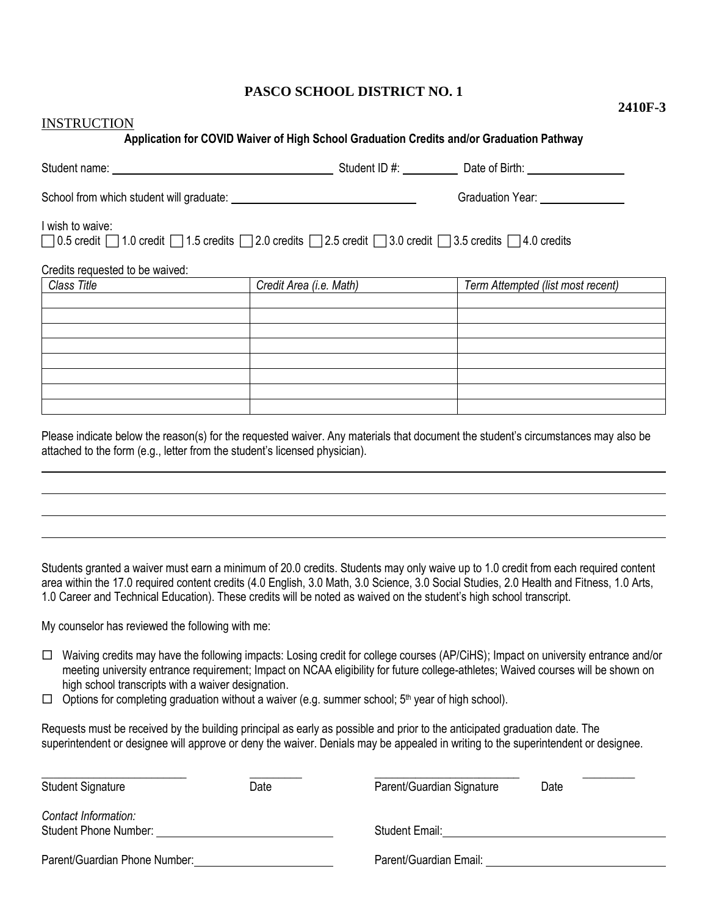# PASCO SCHOOL DISTRICT NO. 1

**2410F-3**

INSTRUCTION

**Application for COVID Waiver of High School Graduation Credits and/or Graduation Pathway**

Student name: ______________________ Student ID #: __________ Date of Birth: ______________

School from which student will graduate: ______________________ Graduation Year: ______________

I wish to waive:

☐ 0.5 credit ☐ 1.0 credit ☐ 1.5 credits ☐ 2.0 credits ☐ 2.5 credit ☐ 3.0 credit ☐ 3.5 credits ☐ 4.0 credits

Credits requested to be waived:

| *Class Title* | *Credit Area (i.e. Math)* | *Term Attempted (list most recent)* |
|---|---|---|
| | | |
| | | |
| | | |
| | | |
| | | |
| | | |
| | | |
| | | |

Please indicate below the reason(s) for the requested waiver. Any materials that document the student's circumstances may also be attached to the form (e.g., letter from the student's licensed physician).

___________________________________________________________________________

___________________________________________________________________________

___________________________________________________________________________

___________________________________________________________________________

Students granted a waiver must earn a minimum of 20.0 credits. Students may only waive up to 1.0 credit from each required content area within the 17.0 required content credits (4.0 English, 3.0 Math, 3.0 Science, 3.0 Social Studies, 2.0 Health and Fitness, 1.0 Arts, 1.0 Career and Technical Education). These credits will be noted as waived on the student's high school transcript.

My counselor has reviewed the following with me:

- ☐ Waiving credits may have the following impacts: Losing credit for college courses (AP/CiHS); Impact on university entrance and/or meeting university entrance requirement; Impact on NCAA eligibility for future college-athletes; Waived courses will be shown on high school transcripts with a waiver designation.
- ☐ Options for completing graduation without a waiver (e.g. summer school; 5th year of high school).

Requests must be received by the building principal as early as possible and prior to the anticipated graduation date. The superintendent or designee will approve or deny the waiver. Denials may be appealed in writing to the superintendent or designee.

______________________ __________ ______________________ __________

Student Signature Date Parent/Guardian Signature Date

*Contact Information:*

Student Phone Number: ______________________ Student Email: ______________________

Parent/Guardian Phone Number: ______________________ Parent/Guardian Email: ______________________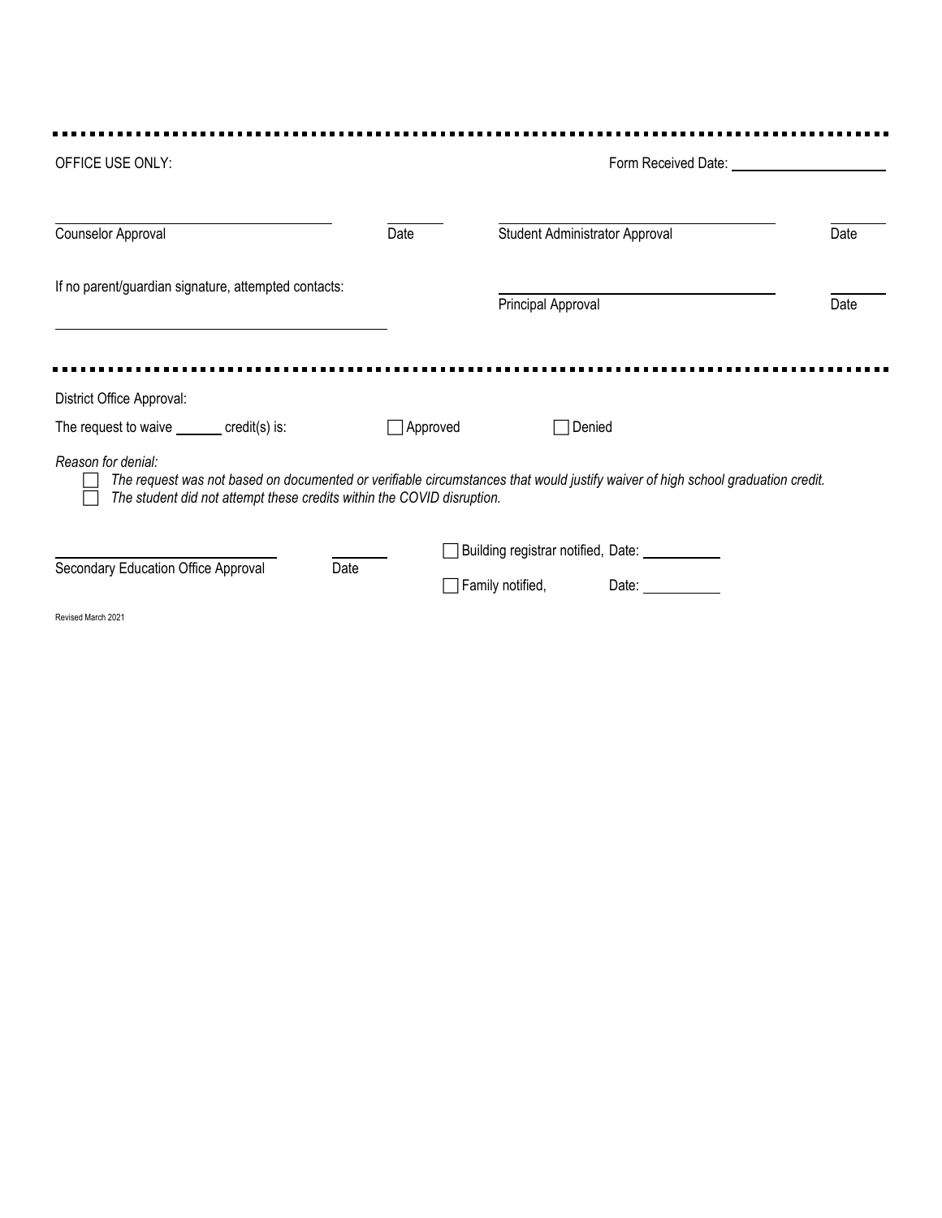---

OFFICE USE ONLY: Form Received Date: ____________________

| | | | |
|---|---|---|---|
| ______________________ Counselor Approval | ______ Date | ______________________ Student Administrator Approval | ______ Date |
| If no parent/guardian signature, attempted contacts: ______________________ | | ______________________ Principal Approval | ______ Date |

---

District Office Approval:

The request to waive ______ credit(s) is: ☐ Approved ☐ Denied

*Reason for denial:*

- ☐ *The request was not based on documented or verifiable circumstances that would justify waiver of high school graduation credit.*
- ☐ *The student did not attempt these credits within the COVID disruption.*

______________________ Secondary Education Office Approval ______ Date

☐ Building registrar notified, Date: __________

☐ Family notified, Date: __________

Revised March 2021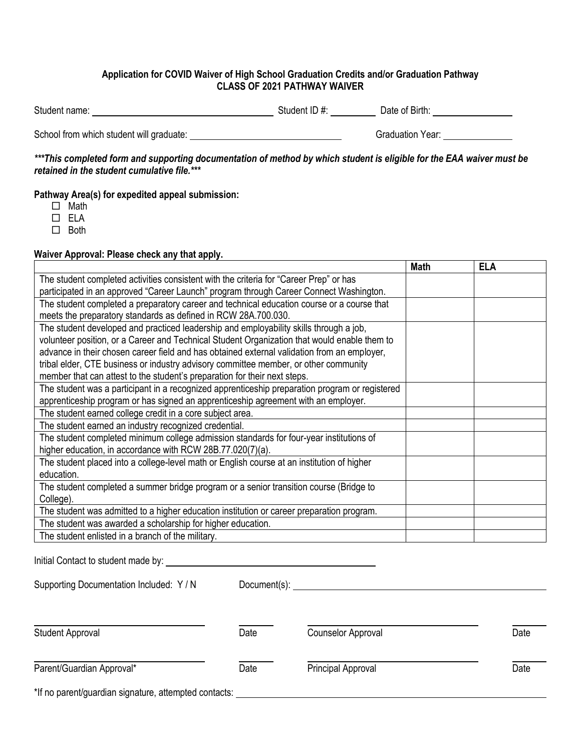**Application for COVID Waiver of High School Graduation Credits and/or Graduation Pathway**
**CLASS OF 2021 PATHWAY WAIVER**

Student name: ______________________ Student ID #: __________ Date of Birth: ______________

School from which student will graduate: ______________________ Graduation Year: ____________

***\*\*\*This completed form and supporting documentation of method by which student is eligible for the EAA waiver must be retained in the student cumulative file.\*\*\****

**Pathway Area(s) for expedited appeal submission:**

- ☐ Math
- ☐ ELA
- ☐ Both

**Waiver Approval: Please check any that apply.**

| | Math | ELA |
|---|---|---|
| The student completed activities consistent with the criteria for "Career Prep" or has participated in an approved "Career Launch" program through Career Connect Washington. | | |
| The student completed a preparatory career and technical education course or a course that meets the preparatory standards as defined in RCW 28A.700.030. | | |
| The student developed and practiced leadership and employability skills through a job, volunteer position, or a Career and Technical Student Organization that would enable them to advance in their chosen career field and has obtained external validation from an employer, tribal elder, CTE business or industry advisory committee member, or other community member that can attest to the student's preparation for their next steps. | | |
| The student was a participant in a recognized apprenticeship preparation program or registered apprenticeship program or has signed an apprenticeship agreement with an employer. | | |
| The student earned college credit in a core subject area. | | |
| The student earned an industry recognized credential. | | |
| The student completed minimum college admission standards for four-year institutions of higher education, in accordance with RCW 28B.77.020(7)(a). | | |
| The student placed into a college-level math or English course at an institution of higher education. | | |
| The student completed a summer bridge program or a senior transition course (Bridge to College). | | |
| The student was admitted to a higher education institution or career preparation program. | | |
| The student was awarded a scholarship for higher education. | | |
| The student enlisted in a branch of the military. | | |

Initial Contact to student made by: ______________________

Supporting Documentation Included: Y / N Document(s): ______________________

______________________ Student Approval ________ Date ______________________ Counselor Approval ________ Date

______________________ Parent/Guardian Approval* ________ Date ______________________ Principal Approval ________ Date

*If no parent/guardian signature, attempted contacts: ______________________